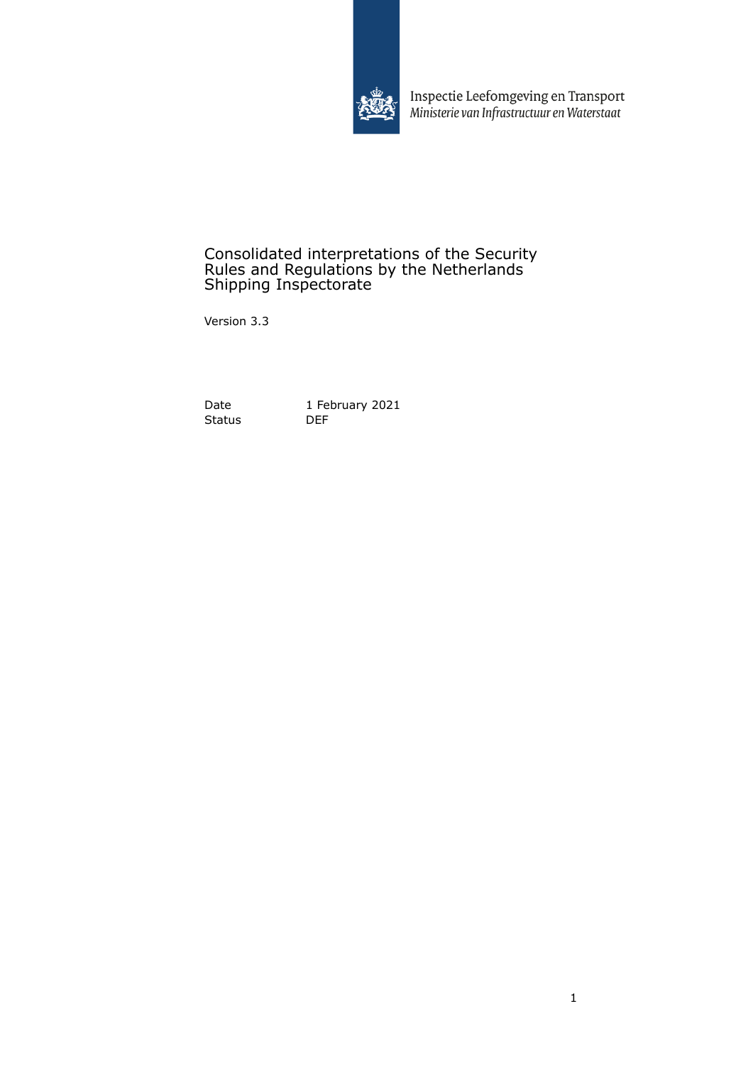Inspectie Leefomgeving en Transport
*Ministerie van Infrastructuur en Waterstaat*

# Consolidated interpretations of the Security Rules and Regulations by the Netherlands Shipping Inspectorate

Version 3.3

| | |
|---|---|
| Date | 1 February 2021 |
| Status | DEF |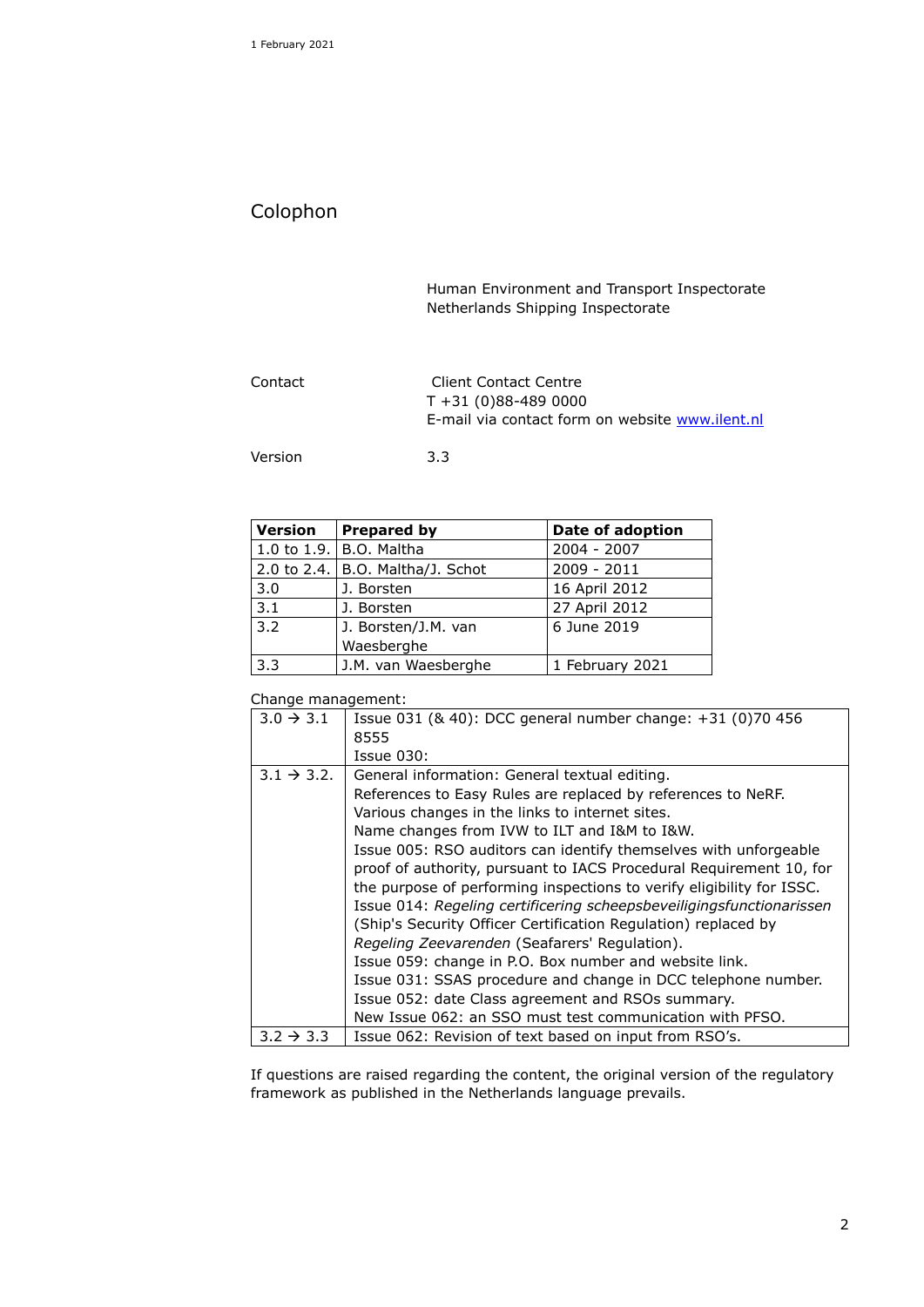# Colophon

Human Environment and Transport Inspectorate
Netherlands Shipping Inspectorate

Contact — Client Contact Centre
T +31 (0)88-489 0000
E-mail via contact form on website www.ilent.nl

Version — 3.3

| Version | Prepared by | Date of adoption |
|---|---|---|
| 1.0 to 1.9. | B.O. Maltha | 2004 - 2007 |
| 2.0 to 2.4. | B.O. Maltha/J. Schot | 2009 - 2011 |
| 3.0 | J. Borsten | 16 April 2012 |
| 3.1 | J. Borsten | 27 April 2012 |
| 3.2 | J. Borsten/J.M. van Waesberghe | 6 June 2019 |
| 3.3 | J.M. van Waesberghe | 1 February 2021 |

Change management:

| | |
|---|---|
| 3.0 → 3.1 | Issue 031 (& 40): DCC general number change: +31 (0)70 456 8555<br>Issue 030: |
| 3.1 → 3.2. | General information: General textual editing.<br>References to Easy Rules are replaced by references to NeRF.<br>Various changes in the links to internet sites.<br>Name changes from IVW to ILT and I&M to I&W.<br>Issue 005: RSO auditors can identify themselves with unforgeable proof of authority, pursuant to IACS Procedural Requirement 10, for the purpose of performing inspections to verify eligibility for ISSC.<br>Issue 014: *Regeling certificering scheepsbeveiligingsfunctionarissen* (Ship's Security Officer Certification Regulation) replaced by *Regeling Zeevarenden* (Seafarers' Regulation).<br>Issue 059: change in P.O. Box number and website link.<br>Issue 031: SSAS procedure and change in DCC telephone number.<br>Issue 052: date Class agreement and RSOs summary.<br>New Issue 062: an SSO must test communication with PFSO. |
| 3.2 → 3.3 | Issue 062: Revision of text based on input from RSO's. |

If questions are raised regarding the content, the original version of the regulatory framework as published in the Netherlands language prevails.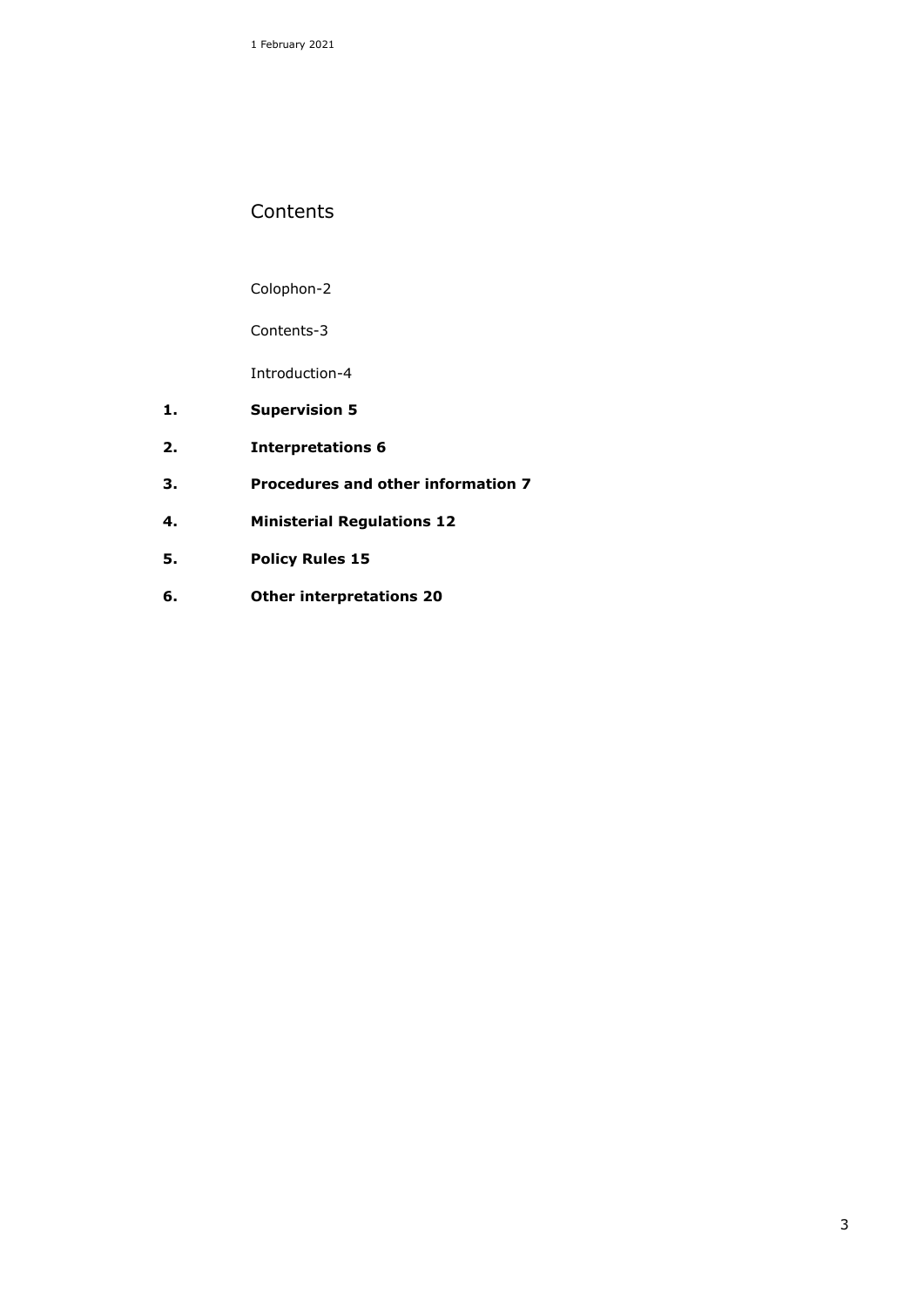# Contents

Colophon-2

Contents-3

Introduction-4

1. **Supervision 5**
2. **Interpretations 6**
3. **Procedures and other information 7**
4. **Ministerial Regulations 12**
5. **Policy Rules 15**
6. **Other interpretations 20**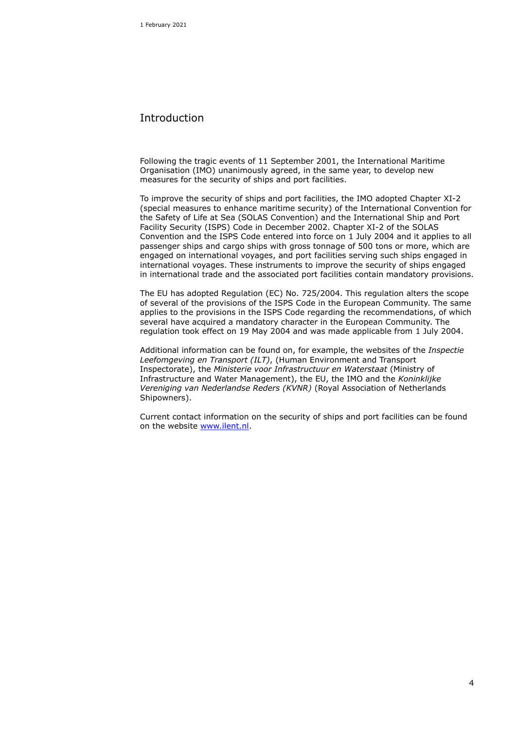## Introduction

Following the tragic events of 11 September 2001, the International Maritime Organisation (IMO) unanimously agreed, in the same year, to develop new measures for the security of ships and port facilities.

To improve the security of ships and port facilities, the IMO adopted Chapter XI-2 (special measures to enhance maritime security) of the International Convention for the Safety of Life at Sea (SOLAS Convention) and the International Ship and Port Facility Security (ISPS) Code in December 2002. Chapter XI-2 of the SOLAS Convention and the ISPS Code entered into force on 1 July 2004 and it applies to all passenger ships and cargo ships with gross tonnage of 500 tons or more, which are engaged on international voyages, and port facilities serving such ships engaged in international voyages. These instruments to improve the security of ships engaged in international trade and the associated port facilities contain mandatory provisions.

The EU has adopted Regulation (EC) No. 725/2004. This regulation alters the scope of several of the provisions of the ISPS Code in the European Community. The same applies to the provisions in the ISPS Code regarding the recommendations, of which several have acquired a mandatory character in the European Community. The regulation took effect on 19 May 2004 and was made applicable from 1 July 2004.

Additional information can be found on, for example, the websites of the *Inspectie Leefomgeving en Transport (ILT)*, (Human Environment and Transport Inspectorate), the *Ministerie voor Infrastructuur en Waterstaat* (Ministry of Infrastructure and Water Management), the EU, the IMO and the *Koninklijke Vereniging van Nederlandse Reders (KVNR)* (Royal Association of Netherlands Shipowners).

Current contact information on the security of ships and port facilities can be found on the website [www.ilent.nl](http://www.ilent.nl).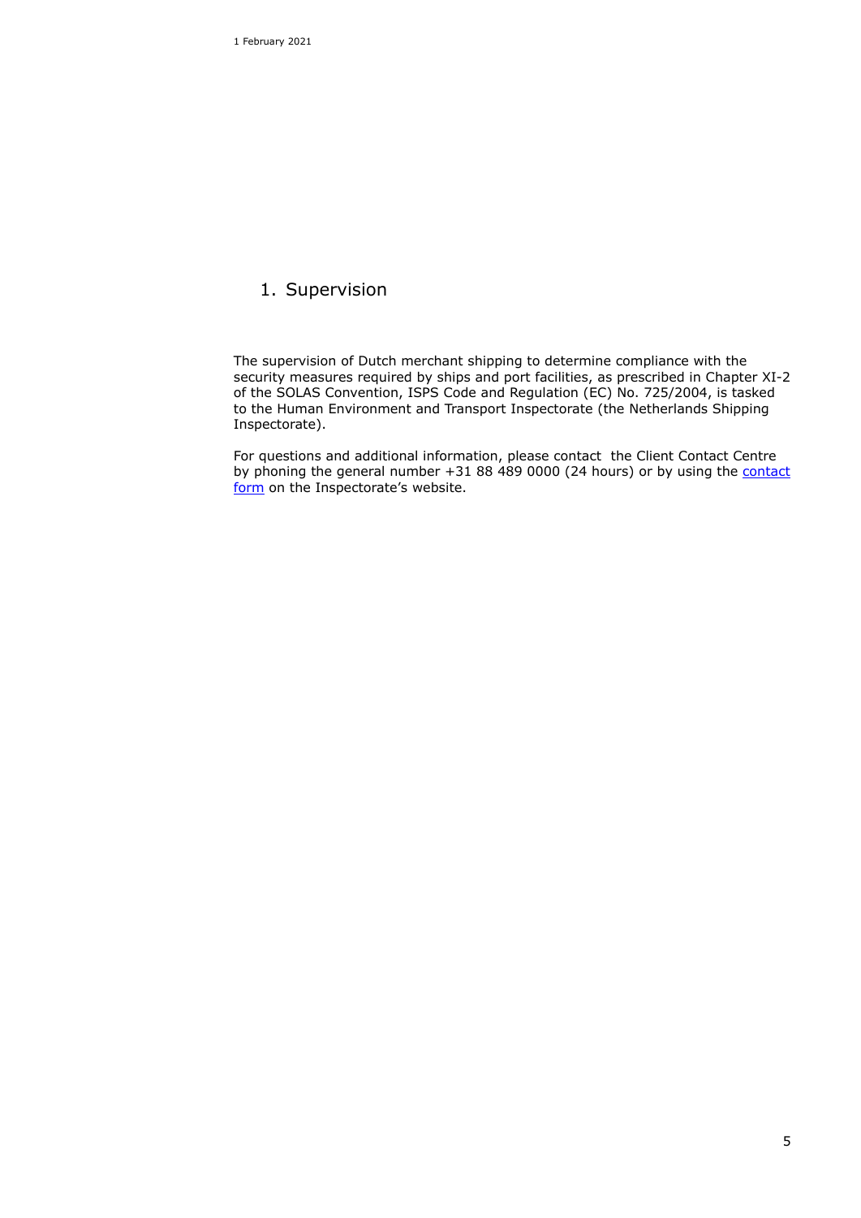# 1. Supervision

The supervision of Dutch merchant shipping to determine compliance with the security measures required by ships and port facilities, as prescribed in Chapter XI-2 of the SOLAS Convention, ISPS Code and Regulation (EC) No. 725/2004, is tasked to the Human Environment and Transport Inspectorate (the Netherlands Shipping Inspectorate).

For questions and additional information, please contact the Client Contact Centre by phoning the general number +31 88 489 0000 (24 hours) or by using the contact form on the Inspectorate's website.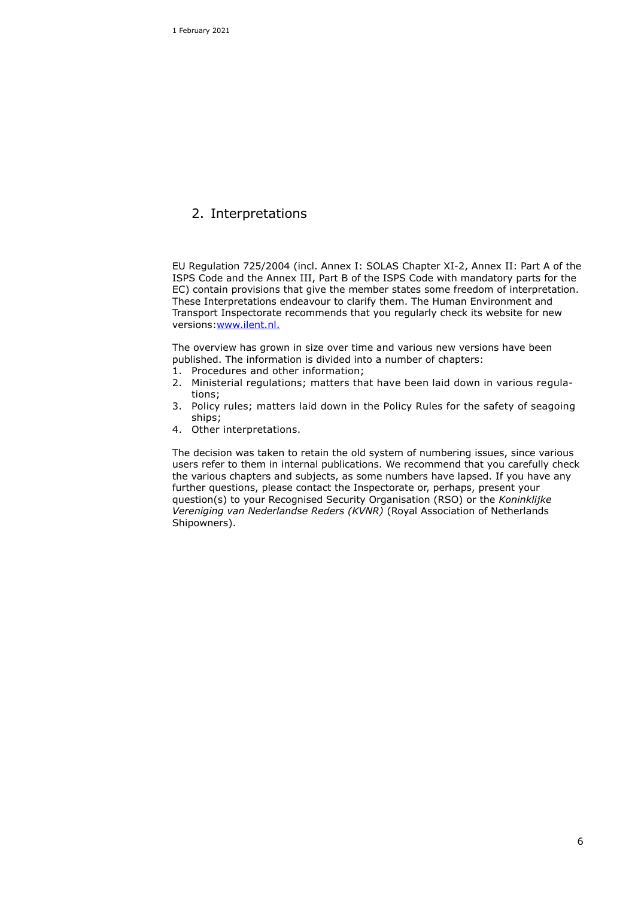## 2. Interpretations

EU Regulation 725/2004 (incl. Annex I: SOLAS Chapter XI-2, Annex II: Part A of the ISPS Code and the Annex III, Part B of the ISPS Code with mandatory parts for the EC) contain provisions that give the member states some freedom of interpretation. These Interpretations endeavour to clarify them. The Human Environment and Transport Inspectorate recommends that you regularly check its website for new versions:[www.ilent.nl.](http://www.ilent.nl)

The overview has grown in size over time and various new versions have been published. The information is divided into a number of chapters:

1. Procedures and other information;
2. Ministerial regulations; matters that have been laid down in various regulations;
3. Policy rules; matters laid down in the Policy Rules for the safety of seagoing ships;
4. Other interpretations.

The decision was taken to retain the old system of numbering issues, since various users refer to them in internal publications. We recommend that you carefully check the various chapters and subjects, as some numbers have lapsed. If you have any further questions, please contact the Inspectorate or, perhaps, present your question(s) to your Recognised Security Organisation (RSO) or the *Koninklijke Vereniging van Nederlandse Reders (KVNR)* (Royal Association of Netherlands Shipowners).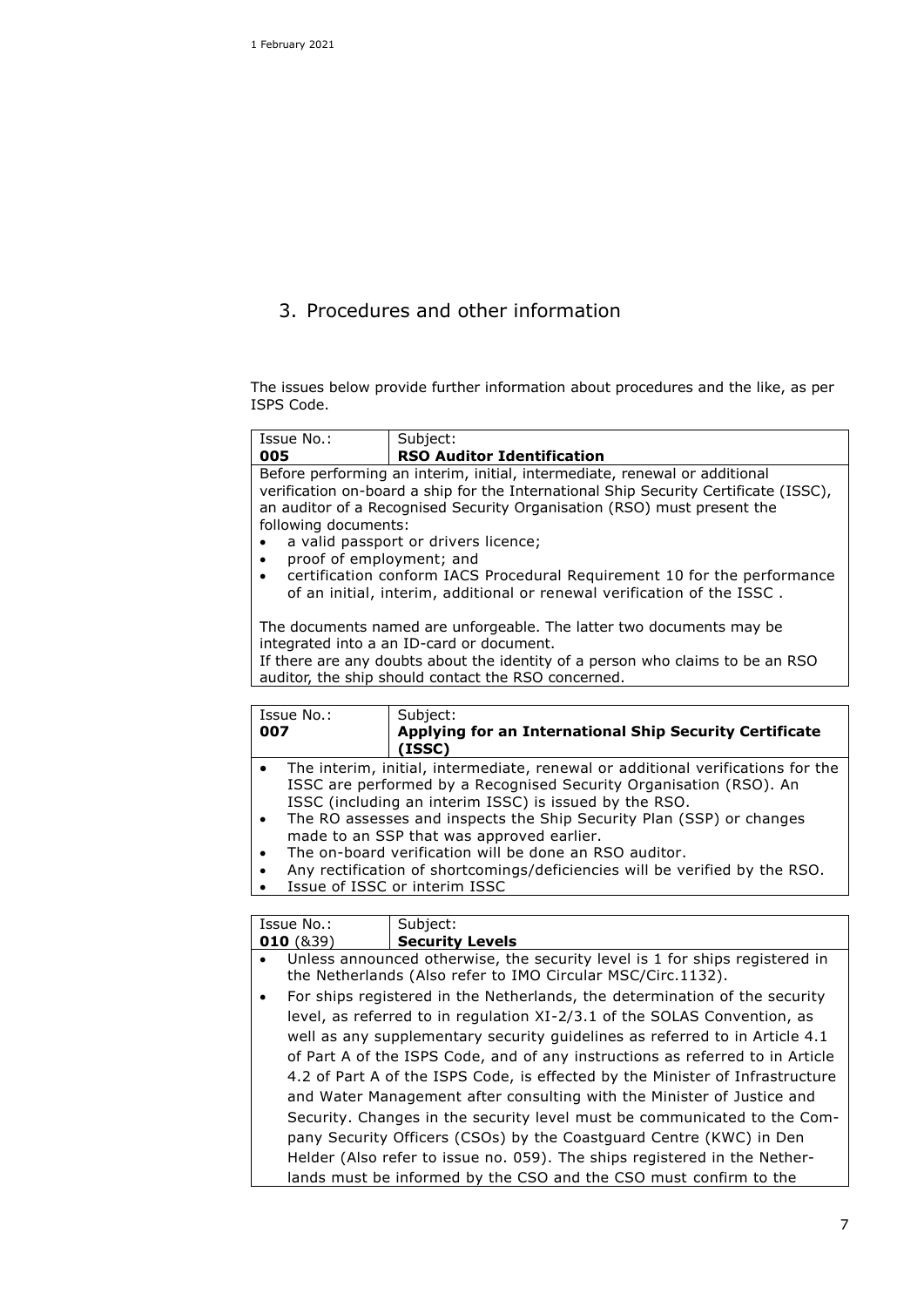## 3. Procedures and other information

The issues below provide further information about procedures and the like, as per ISPS Code.

| Issue No.: **005** | Subject: **RSO Auditor Identification** |
|---|---|

Before performing an interim, initial, intermediate, renewal or additional verification on-board a ship for the International Ship Security Certificate (ISSC), an auditor of a Recognised Security Organisation (RSO) must present the following documents:

- a valid passport or drivers licence;
- proof of employment; and
- certification conform IACS Procedural Requirement 10 for the performance of an initial, interim, additional or renewal verification of the ISSC .

The documents named are unforgeable. The latter two documents may be integrated into a an ID-card or document.
If there are any doubts about the identity of a person who claims to be an RSO auditor, the ship should contact the RSO concerned.

| Issue No.: **007** | Subject: **Applying for an International Ship Security Certificate (ISSC)** |
|---|---|

- The interim, initial, intermediate, renewal or additional verifications for the ISSC are performed by a Recognised Security Organisation (RSO). An ISSC (including an interim ISSC) is issued by the RSO.
- The RO assesses and inspects the Ship Security Plan (SSP) or changes made to an SSP that was approved earlier.
- The on-board verification will be done an RSO auditor.
- Any rectification of shortcomings/deficiencies will be verified by the RSO.
- Issue of ISSC or interim ISSC

| Issue No.: **010** (&39) | Subject: **Security Levels** |
|---|---|

- Unless announced otherwise, the security level is 1 for ships registered in the Netherlands (Also refer to IMO Circular MSC/Circ.1132).
- For ships registered in the Netherlands, the determination of the security level, as referred to in regulation XI-2/3.1 of the SOLAS Convention, as well as any supplementary security guidelines as referred to in Article 4.1 of Part A of the ISPS Code, and of any instructions as referred to in Article 4.2 of Part A of the ISPS Code, is effected by the Minister of Infrastructure and Water Management after consulting with the Minister of Justice and Security. Changes in the security level must be communicated to the Company Security Officers (CSOs) by the Coastguard Centre (KWC) in Den Helder (Also refer to issue no. 059). The ships registered in the Netherlands must be informed by the CSO and the CSO must confirm to the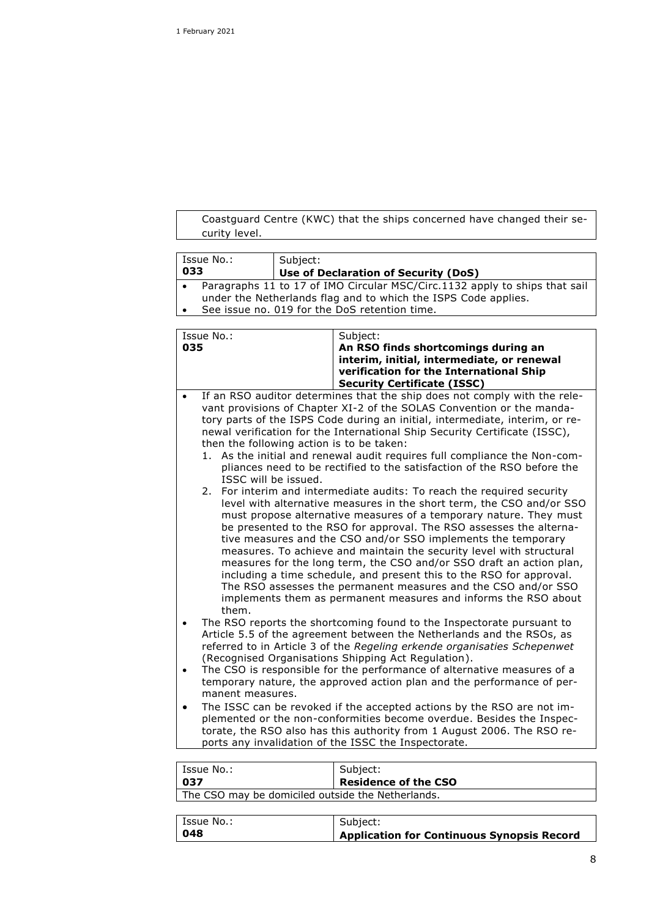Coastguard Centre (KWC) that the ships concerned have changed their security level.

| Issue No.: 033 | Subject: **Use of Declaration of Security (DoS)** |
|---|---|

- Paragraphs 11 to 17 of IMO Circular MSC/Circ.1132 apply to ships that sail under the Netherlands flag and to which the ISPS Code applies.
- See issue no. 019 for the DoS retention time.

| Issue No.: 035 | Subject: **An RSO finds shortcomings during an interim, initial, intermediate, or renewal verification for the International Ship Security Certificate (ISSC)** |
|---|---|

- If an RSO auditor determines that the ship does not comply with the relevant provisions of Chapter XI-2 of the SOLAS Convention or the mandatory parts of the ISPS Code during an initial, intermediate, interim, or renewal verification for the International Ship Security Certificate (ISSC), then the following action is to be taken:
  1. As the initial and renewal audit requires full compliance the Non-compliances need to be rectified to the satisfaction of the RSO before the ISSC will be issued.
  2. For interim and intermediate audits: To reach the required security level with alternative measures in the short term, the CSO and/or SSO must propose alternative measures of a temporary nature. They must be presented to the RSO for approval. The RSO assesses the alternative measures and the CSO and/or SSO implements the temporary measures. To achieve and maintain the security level with structural measures for the long term, the CSO and/or SSO draft an action plan, including a time schedule, and present this to the RSO for approval. The RSO assesses the permanent measures and the CSO and/or SSO implements them as permanent measures and informs the RSO about them.
- The RSO reports the shortcoming found to the Inspectorate pursuant to Article 5.5 of the agreement between the Netherlands and the RSOs, as referred to in Article 3 of the *Regeling erkende organisaties Schepenwet* (Recognised Organisations Shipping Act Regulation).
- The CSO is responsible for the performance of alternative measures of a temporary nature, the approved action plan and the performance of permanent measures.
- The ISSC can be revoked if the accepted actions by the RSO are not implemented or the non-conformities become overdue. Besides the Inspectorate, the RSO also has this authority from 1 August 2006. The RSO reports any invalidation of the ISSC the Inspectorate.

| Issue No.: 037 | Subject: **Residence of the CSO** |
|---|---|

The CSO may be domiciled outside the Netherlands.

| Issue No.: 048 | Subject: **Application for Continuous Synopsis Record** |
|---|---|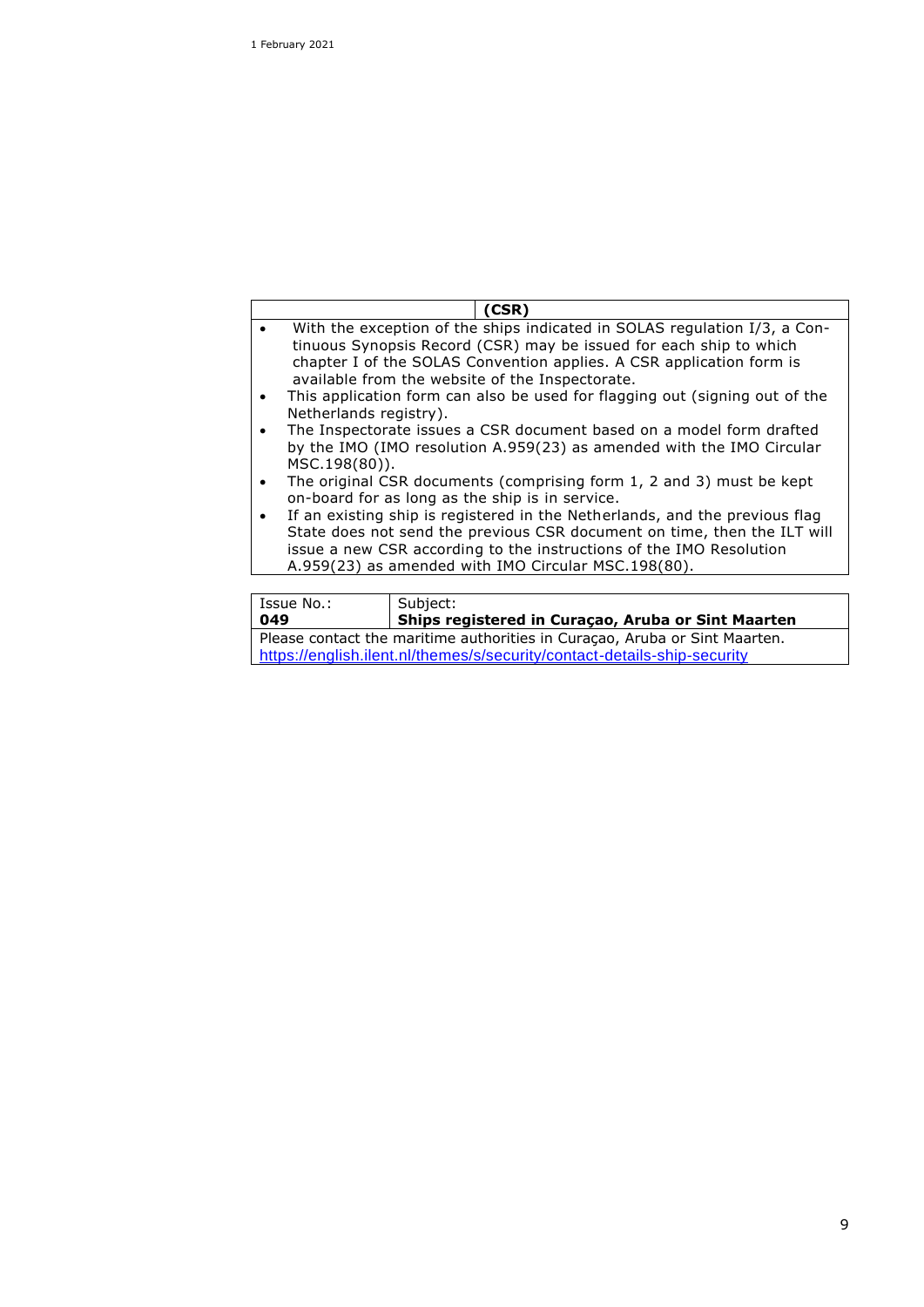"1 February 2021" is a date header; likely running header. Omit.

| | (CSR) |
|---|---|

- With the exception of the ships indicated in SOLAS regulation I/3, a Continuous Synopsis Record (CSR) may be issued for each ship to which chapter I of the SOLAS Convention applies. A CSR application form is available from the website of the Inspectorate.
- This application form can also be used for flagging out (signing out of the Netherlands registry).
- The Inspectorate issues a CSR document based on a model form drafted by the IMO (IMO resolution A.959(23) as amended with the IMO Circular MSC.198(80)).
- The original CSR documents (comprising form 1, 2 and 3) must be kept on-board for as long as the ship is in service.
- If an existing ship is registered in the Netherlands, and the previous flag State does not send the previous CSR document on time, then the ILT will issue a new CSR according to the instructions of the IMO Resolution A.959(23) as amended with IMO Circular MSC.198(80).

| Issue No.: **049** | Subject: **Ships registered in Curaçao, Aruba or Sint Maarten** |
|---|---|

Please contact the maritime authorities in Curaçao, Aruba or Sint Maarten.
https://english.ilent.nl/themes/s/security/contact-details-ship-security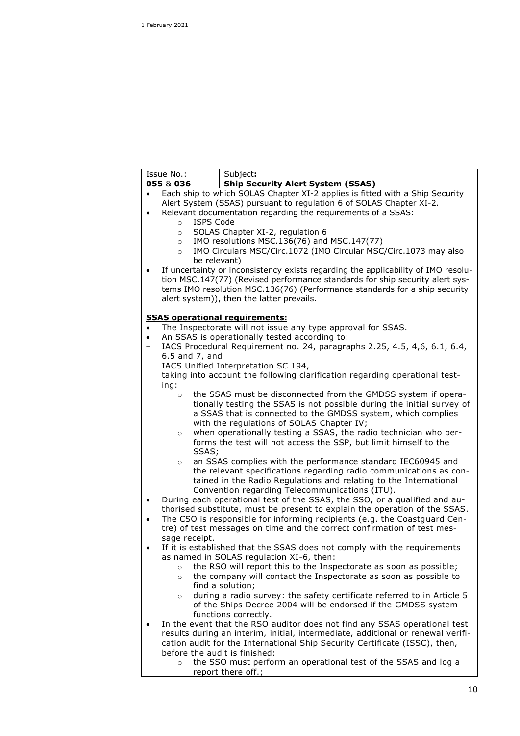| Issue No.: **055** & **036** | Subject**:** **Ship Security Alert System (SSAS)** |
|---|---|

- Each ship to which SOLAS Chapter XI-2 applies is fitted with a Ship Security Alert System (SSAS) pursuant to regulation 6 of SOLAS Chapter XI-2.
- Relevant documentation regarding the requirements of a SSAS:
  - ISPS Code
  - SOLAS Chapter XI-2, regulation 6
  - IMO resolutions MSC.136(76) and MSC.147(77)
  - IMO Circulars MSC/Circ.1072 (IMO Circular MSC/Circ.1073 may also be relevant)
- If uncertainty or inconsistency exists regarding the applicability of IMO resolution MSC.147(77) (Revised performance standards for ship security alert systems IMO resolution MSC.136(76) (Performance standards for a ship security alert system)), then the latter prevails.

**SSAS operational requirements:**

- The Inspectorate will not issue any type approval for SSAS.
- An SSAS is operationally tested according to:
  - IACS Procedural Requirement no. 24, paragraphs 2.25, 4.5, 4,6, 6.1, 6.4, 6.5 and 7, and
  - IACS Unified Interpretation SC 194,

  taking into account the following clarification regarding operational testing:
  - the SSAS must be disconnected from the GMDSS system if operationally testing the SSAS is not possible during the initial survey of a SSAS that is connected to the GMDSS system, which complies with the regulations of SOLAS Chapter IV;
  - when operationally testing a SSAS, the radio technician who performs the test will not access the SSP, but limit himself to the SSAS;
  - an SSAS complies with the performance standard IEC60945 and the relevant specifications regarding radio communications as contained in the Radio Regulations and relating to the International Convention regarding Telecommunications (ITU).
- During each operational test of the SSAS, the SSO, or a qualified and authorised substitute, must be present to explain the operation of the SSAS.
- The CSO is responsible for informing recipients (e.g. the Coastguard Centre) of test messages on time and the correct confirmation of test message receipt.
- If it is established that the SSAS does not comply with the requirements as named in SOLAS regulation XI-6, then:
  - the RSO will report this to the Inspectorate as soon as possible;
  - the company will contact the Inspectorate as soon as possible to find a solution;
  - during a radio survey: the safety certificate referred to in Article 5 of the Ships Decree 2004 will be endorsed if the GMDSS system functions correctly.
- In the event that the RSO auditor does not find any SSAS operational test results during an interim, initial, intermediate, additional or renewal verification audit for the International Ship Security Certificate (ISSC), then, before the audit is finished:
  - the SSO must perform an operational test of the SSAS and log a report there off.;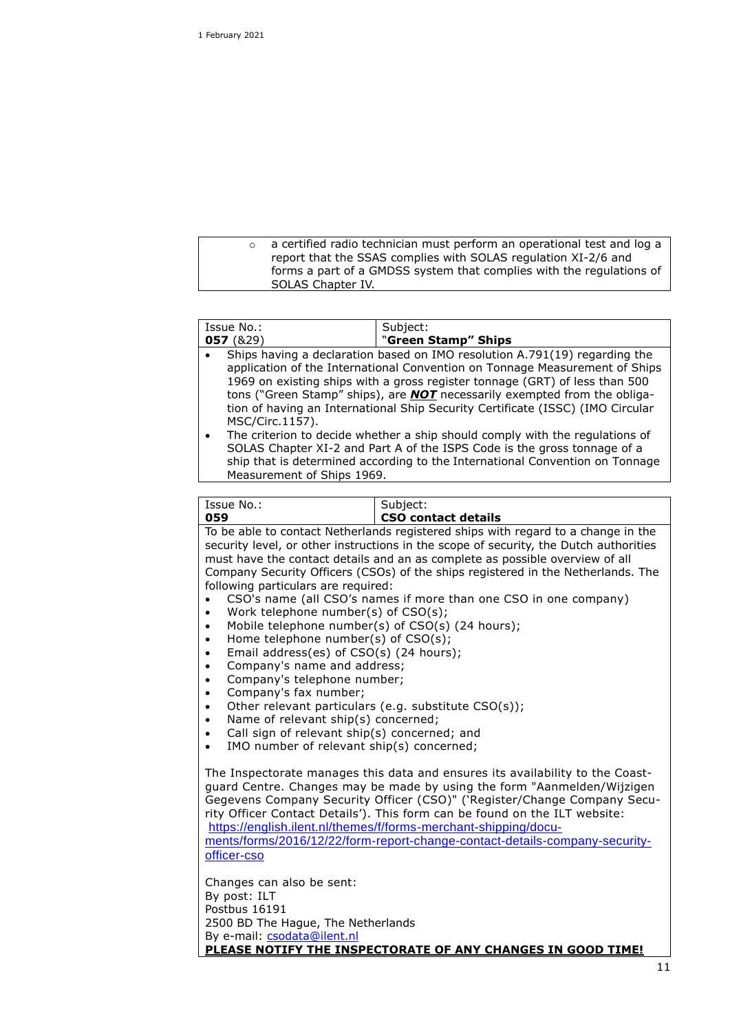- a certified radio technician must perform an operational test and log a report that the SSAS complies with SOLAS regulation XI-2/6 and forms a part of a GMDSS system that complies with the regulations of SOLAS Chapter IV.

| Issue No.: **057** (&29) | Subject: **"Green Stamp" Ships** |
|---|---|

- Ships having a declaration based on IMO resolution A.791(19) regarding the application of the International Convention on Tonnage Measurement of Ships 1969 on existing ships with a gross register tonnage (GRT) of less than 500 tons ("Green Stamp" ships), are ***NOT*** necessarily exempted from the obligation of having an International Ship Security Certificate (ISSC) (IMO Circular MSC/Circ.1157).
- The criterion to decide whether a ship should comply with the regulations of SOLAS Chapter XI-2 and Part A of the ISPS Code is the gross tonnage of a ship that is determined according to the International Convention on Tonnage Measurement of Ships 1969.

| Issue No.: **059** | Subject: **CSO contact details** |
|---|---|

To be able to contact Netherlands registered ships with regard to a change in the security level, or other instructions in the scope of security, the Dutch authorities must have the contact details and an as complete as possible overview of all Company Security Officers (CSOs) of the ships registered in the Netherlands. The following particulars are required:

- CSO's name (all CSO's names if more than one CSO in one company)
- Work telephone number(s) of CSO(s);
- Mobile telephone number(s) of CSO(s) (24 hours);
- Home telephone number(s) of CSO(s);
- Email address(es) of CSO(s) (24 hours);
- Company's name and address;
- Company's telephone number;
- Company's fax number;
- Other relevant particulars (e.g. substitute CSO(s));
- Name of relevant ship(s) concerned;
- Call sign of relevant ship(s) concerned; and
- IMO number of relevant ship(s) concerned;

The Inspectorate manages this data and ensures its availability to the Coastguard Centre. Changes may be made by using the form "Aanmelden/Wijzigen Gegevens Company Security Officer (CSO)" ('Register/Change Company Security Officer Contact Details'). This form can be found on the ILT website: https://english.ilent.nl/themes/f/forms-merchant-shipping/documents/forms/2016/12/22/f-form-report-change-contact-details-company-security-officer-cso

Changes can also be sent:
By post: ILT
Postbus 16191
2500 BD The Hague, The Netherlands
By e-mail: csodata@ilent.nl

**PLEASE NOTIFY THE INSPECTORATE OF ANY CHANGES IN GOOD TIME!**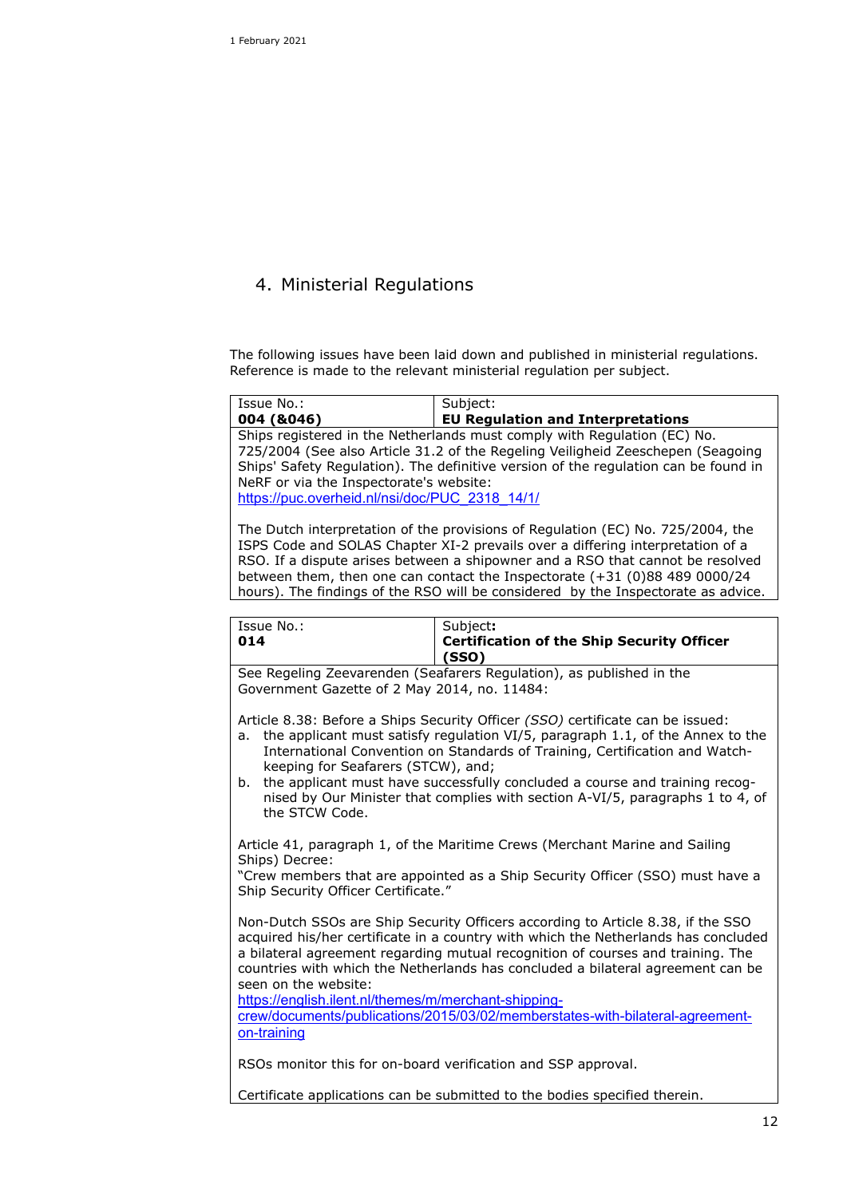## 4. Ministerial Regulations

The following issues have been laid down and published in ministerial regulations. Reference is made to the relevant ministerial regulation per subject.

| Issue No.: **004 (&046)** | Subject: **EU Regulation and Interpretations** |
|---|---|

Ships registered in the Netherlands must comply with Regulation (EC) No. 725/2004 (See also Article 31.2 of the Regeling Veiligheid Zeeschepen (Seagoing Ships' Safety Regulation). The definitive version of the regulation can be found in NeRF or via the Inspectorate's website:
https://puc.overheid.nl/nsi/doc/PUC_2318_14/1/

The Dutch interpretation of the provisions of Regulation (EC) No. 725/2004, the ISPS Code and SOLAS Chapter XI-2 prevails over a differing interpretation of a RSO. If a dispute arises between a shipowner and a RSO that cannot be resolved between them, then one can contact the Inspectorate (+31 (0)88 489 0000/24 hours). The findings of the RSO will be considered by the Inspectorate as advice.

| Issue No.: **014** | Subject: **Certification of the Ship Security Officer (SSO)** |
|---|---|

See Regeling Zeevarenden (Seafarers Regulation), as published in the Government Gazette of 2 May 2014, no. 11484:

Article 8.38: Before a Ships Security Officer *(SSO)* certificate can be issued:

a. the applicant must satisfy regulation VI/5, paragraph 1.1, of the Annex to the International Convention on Standards of Training, Certification and Watch-keeping for Seafarers (STCW), and;
b. the applicant must have successfully concluded a course and training recognised by Our Minister that complies with section A-VI/5, paragraphs 1 to 4, of the STCW Code.

Article 41, paragraph 1, of the Maritime Crews (Merchant Marine and Sailing Ships) Decree:
"Crew members that are appointed as a Ship Security Officer (SSO) must have a Ship Security Officer Certificate."

Non-Dutch SSOs are Ship Security Officers according to Article 8.38, if the SSO acquired his/her certificate in a country with which the Netherlands has concluded a bilateral agreement regarding mutual recognition of courses and training. The countries with which the Netherlands has concluded a bilateral agreement can be seen on the website:
https://english.ilent.nl/themes/m/merchant-shipping-crew/documents/publications/2015/03/02/memberstates-with-bilateral-agreement-on-training

RSOs monitor this for on-board verification and SSP approval.

Certificate applications can be submitted to the bodies specified therein.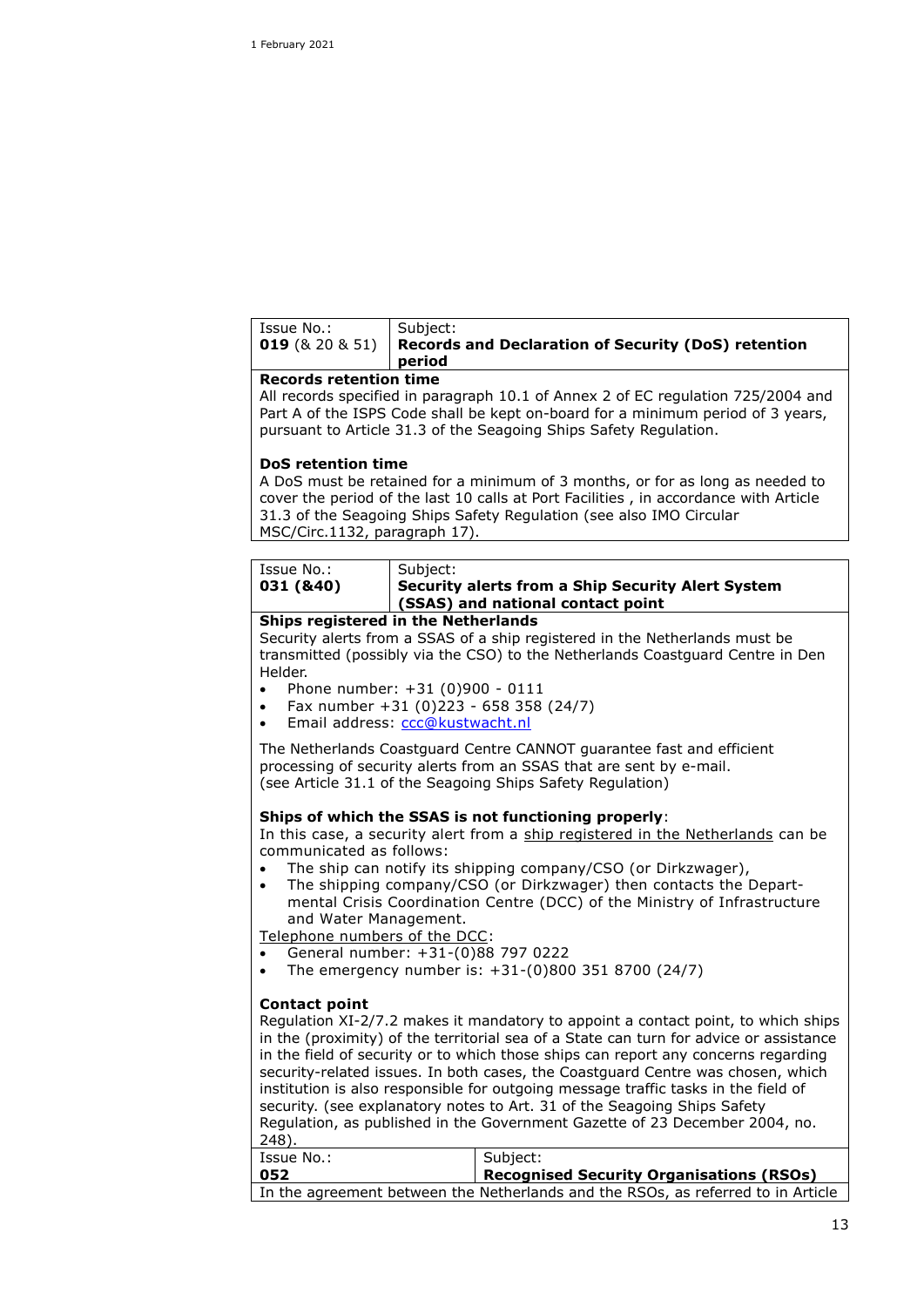| Issue No.: | Subject: |
|---|---|
| **019** (& 20 & 51) | **Records and Declaration of Security (DoS) retention period** |

**Records retention time**

All records specified in paragraph 10.1 of Annex 2 of EC regulation 725/2004 and Part A of the ISPS Code shall be kept on-board for a minimum period of 3 years, pursuant to Article 31.3 of the Seagoing Ships Safety Regulation.

**DoS retention time**

A DoS must be retained for a minimum of 3 months, or for as long as needed to cover the period of the last 10 calls at Port Facilities , in accordance with Article 31.3 of the Seagoing Ships Safety Regulation (see also IMO Circular MSC/Circ.1132, paragraph 17).

| Issue No.: | Subject: |
|---|---|
| **031 (&40)** | **Security alerts from a Ship Security Alert System (SSAS) and national contact point** |

**Ships registered in the Netherlands**

Security alerts from a SSAS of a ship registered in the Netherlands must be transmitted (possibly via the CSO) to the Netherlands Coastguard Centre in Den Helder.

- Phone number: +31 (0)900 - 0111
- Fax number +31 (0)223 - 658 358 (24/7)
- Email address: ccc@kustwacht.nl

The Netherlands Coastguard Centre CANNOT guarantee fast and efficient processing of security alerts from an SSAS that are sent by e-mail.
(see Article 31.1 of the Seagoing Ships Safety Regulation)

**Ships of which the SSAS is not functioning properly**:

In this case, a security alert from a ship registered in the Netherlands can be communicated as follows:

- The ship can notify its shipping company/CSO (or Dirkzwager),
- The shipping company/CSO (or Dirkzwager) then contacts the Departmental Crisis Coordination Centre (DCC) of the Ministry of Infrastructure and Water Management.

Telephone numbers of the DCC:

- General number: +31-(0)88 797 0222
- The emergency number is: +31-(0)800 351 8700 (24/7)

**Contact point**

Regulation XI-2/7.2 makes it mandatory to appoint a contact point, to which ships in the (proximity) of the territorial sea of a State can turn for advice or assistance in the field of security or to which those ships can report any concerns regarding security-related issues. In both cases, the Coastguard Centre was chosen, which institution is also responsible for outgoing message traffic tasks in the field of security. (see explanatory notes to Art. 31 of the Seagoing Ships Safety Regulation, as published in the Government Gazette of 23 December 2004, no. 248).

| Issue No.: | Subject: |
|---|---|
| **052** | **Recognised Security Organisations (RSOs)** |

In the agreement between the Netherlands and the RSOs, as referred to in Article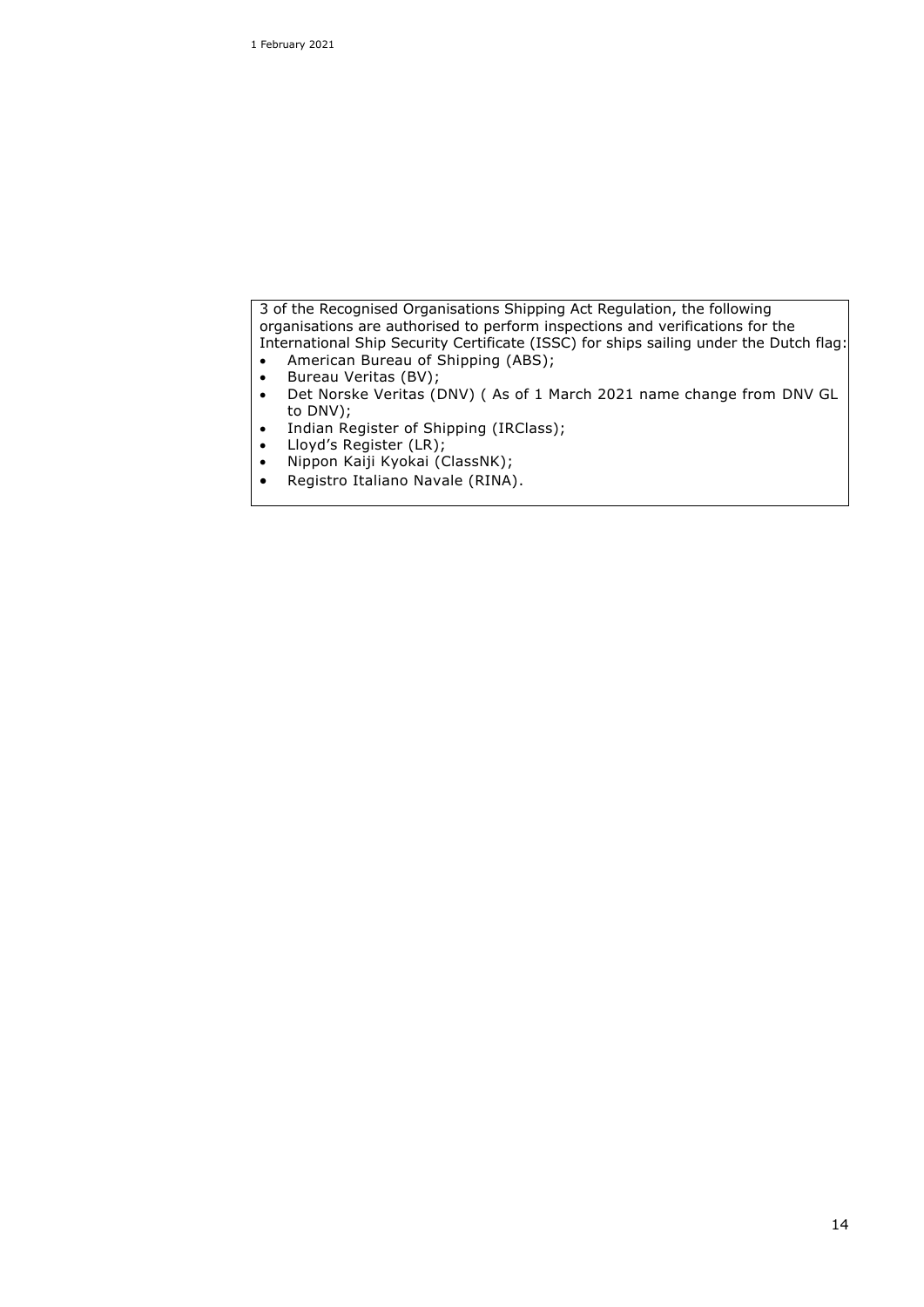3 of the Recognised Organisations Shipping Act Regulation, the following organisations are authorised to perform inspections and verifications for the International Ship Security Certificate (ISSC) for ships sailing under the Dutch flag:

- American Bureau of Shipping (ABS);
- Bureau Veritas (BV);
- Det Norske Veritas (DNV) ( As of 1 March 2021 name change from DNV GL to DNV);
- Indian Register of Shipping (IRClass);
- Lloyd's Register (LR);
- Nippon Kaiji Kyokai (ClassNK);
- Registro Italiano Navale (RINA).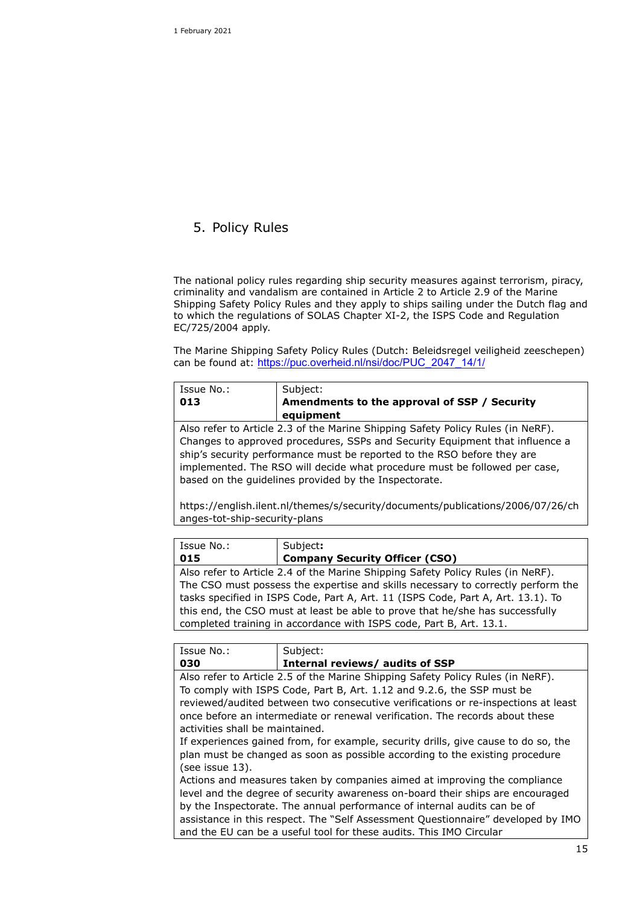## 5. Policy Rules

The national policy rules regarding ship security measures against terrorism, piracy, criminality and vandalism are contained in Article 2 to Article 2.9 of the Marine Shipping Safety Policy Rules and they apply to ships sailing under the Dutch flag and to which the regulations of SOLAS Chapter XI-2, the ISPS Code and Regulation EC/725/2004 apply.

The Marine Shipping Safety Policy Rules (Dutch: Beleidsregel veiligheid zeeschepen) can be found at: https://puc.overheid.nl/nsi/doc/PUC_2047_14/1/

| Issue No.:<br>**013** | Subject:<br>**Amendments to the approval of SSP / Security equipment** |
|---|---|
| Also refer to Article 2.3 of the Marine Shipping Safety Policy Rules (in NeRF). Changes to approved procedures, SSPs and Security Equipment that influence a ship's security performance must be reported to the RSO before they are implemented. The RSO will decide what procedure must be followed per case, based on the guidelines provided by the Inspectorate.<br><br>https://english.ilent.nl/themes/s/security/documents/publications/2006/07/26/changes-tot-ship-security-plans | |

| Issue No.:<br>**015** | Subject**:**<br>**Company Security Officer (CSO)** |
|---|---|
| Also refer to Article 2.4 of the Marine Shipping Safety Policy Rules (in NeRF). The CSO must possess the expertise and skills necessary to correctly perform the tasks specified in ISPS Code, Part A, Art. 11 (ISPS Code, Part A, Art. 13.1). To this end, the CSO must at least be able to prove that he/she has successfully completed training in accordance with ISPS code, Part B, Art. 13.1. | |

| Issue No.:<br>**030** | Subject:<br>**Internal reviews/ audits of SSP** |
|---|---|
| Also refer to Article 2.5 of the Marine Shipping Safety Policy Rules (in NeRF). To comply with ISPS Code, Part B, Art. 1.12 and 9.2.6, the SSP must be reviewed/audited between two consecutive verifications or re-inspections at least once before an intermediate or renewal verification. The records about these activities shall be maintained.<br>If experiences gained from, for example, security drills, give cause to do so, the plan must be changed as soon as possible according to the existing procedure (see issue 13).<br>Actions and measures taken by companies aimed at improving the compliance level and the degree of security awareness on-board their ships are encouraged by the Inspectorate. The annual performance of internal audits can be of assistance in this respect. The "Self Assessment Questionnaire" developed by IMO and the EU can be a useful tool for these audits. This IMO Circular | |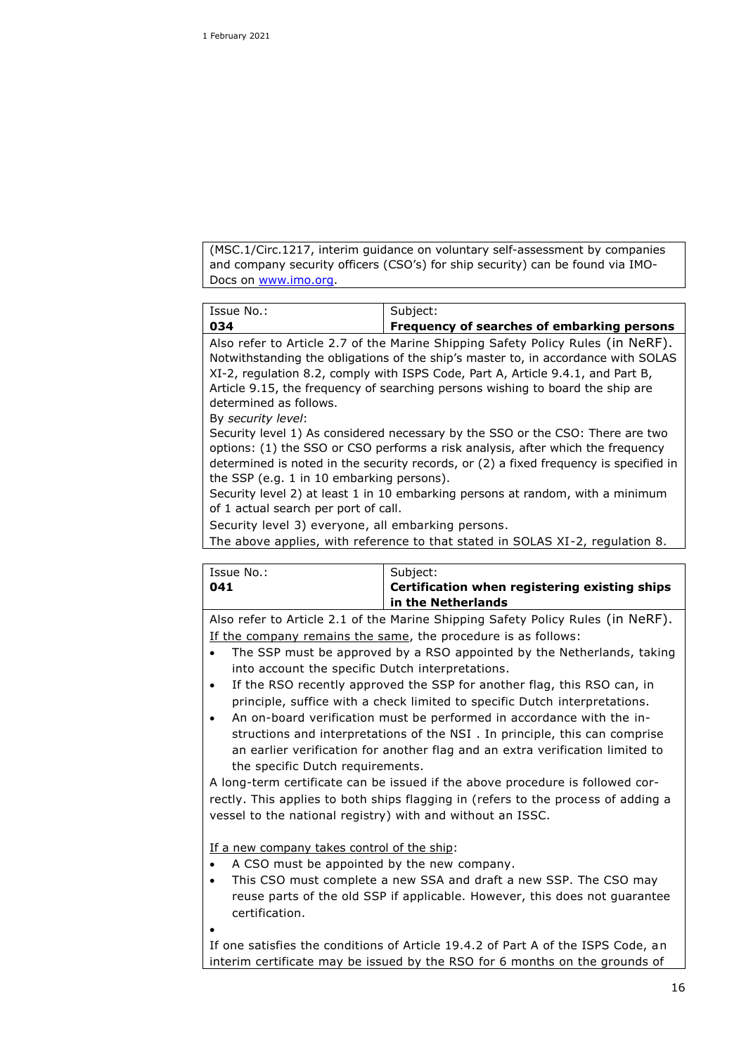(MSC.1/Circ.1217, interim guidance on voluntary self-assessment by companies and company security officers (CSO's) for ship security) can be found via IMO-Docs on [www.imo.org](http://www.imo.org).

| Issue No.: **034** | Subject: **Frequency of searches of embarking persons** |
|---|---|

Also refer to Article 2.7 of the Marine Shipping Safety Policy Rules (in NeRF). Notwithstanding the obligations of the ship's master to, in accordance with SOLAS XI-2, regulation 8.2, comply with ISPS Code, Part A, Article 9.4.1, and Part B, Article 9.15, the frequency of searching persons wishing to board the ship are determined as follows.

By *security level*:

Security level 1) As considered necessary by the SSO or the CSO: There are two options: (1) the SSO or CSO performs a risk analysis, after which the frequency determined is noted in the security records, or (2) a fixed frequency is specified in the SSP (e.g. 1 in 10 embarking persons).

Security level 2) at least 1 in 10 embarking persons at random, with a minimum of 1 actual search per port of call.

Security level 3) everyone, all embarking persons.

The above applies, with reference to that stated in SOLAS XI-2, regulation 8.

| Issue No.: **041** | Subject: **Certification when registering existing ships in the Netherlands** |
|---|---|

Also refer to Article 2.1 of the Marine Shipping Safety Policy Rules (in NeRF).

If the company remains the same, the procedure is as follows:

- The SSP must be approved by a RSO appointed by the Netherlands, taking into account the specific Dutch interpretations.
- If the RSO recently approved the SSP for another flag, this RSO can, in principle, suffice with a check limited to specific Dutch interpretations.
- An on-board verification must be performed in accordance with the in-structions and interpretations of the NSI . In principle, this can comprise an earlier verification for another flag and an extra verification limited to the specific Dutch requirements.

A long-term certificate can be issued if the above procedure is followed cor-rectly. This applies to both ships flagging in (refers to the process of adding a vessel to the national registry) with and without an ISSC.

If a new company takes control of the ship:

- A CSO must be appointed by the new company.
- This CSO must complete a new SSA and draft a new SSP. The CSO may reuse parts of the old SSP if applicable. However, this does not guarantee certification.
- 

If one satisfies the conditions of Article 19.4.2 of Part A of the ISPS Code, an interim certificate may be issued by the RSO for 6 months on the grounds of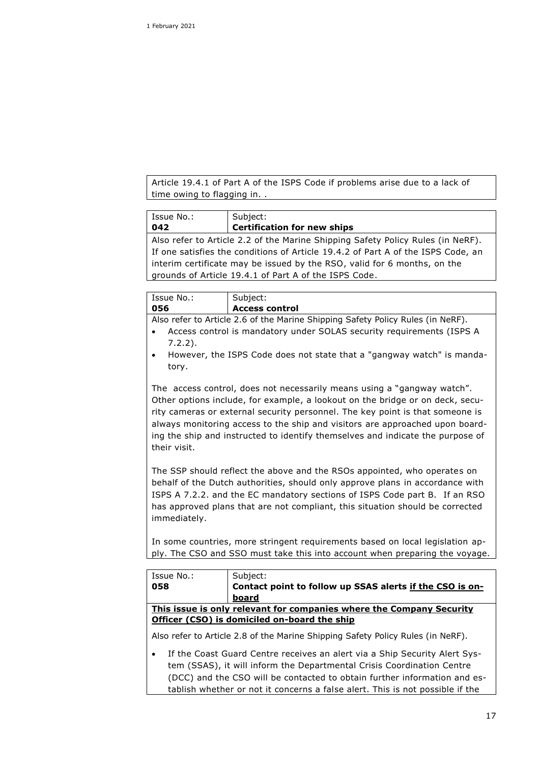Article 19.4.1 of Part A of the ISPS Code if problems arise due to a lack of time owing to flagging in. .

| Issue No.: **042** | Subject: **Certification for new ships** |
|---|---|

Also refer to Article 2.2 of the Marine Shipping Safety Policy Rules (in NeRF). If one satisfies the conditions of Article 19.4.2 of Part A of the ISPS Code, an interim certificate may be issued by the RSO, valid for 6 months, on the grounds of Article 19.4.1 of Part A of the ISPS Code.

| Issue No.: **056** | Subject: **Access control** |
|---|---|

Also refer to Article 2.6 of the Marine Shipping Safety Policy Rules (in NeRF).

- Access control is mandatory under SOLAS security requirements (ISPS A 7.2.2).
- However, the ISPS Code does not state that a "gangway watch" is mandatory.

The access control, does not necessarily means using a "gangway watch". Other options include, for example, a lookout on the bridge or on deck, security cameras or external security personnel. The key point is that someone is always monitoring access to the ship and visitors are approached upon boarding the ship and instructed to identify themselves and indicate the purpose of their visit.

The SSP should reflect the above and the RSOs appointed, who operates on behalf of the Dutch authorities, should only approve plans in accordance with ISPS A 7.2.2. and the EC mandatory sections of ISPS Code part B. If an RSO has approved plans that are not compliant, this situation should be corrected immediately.

In some countries, more stringent requirements based on local legislation apply. The CSO and SSO must take this into account when preparing the voyage.

| Issue No.: **058** | Subject: **Contact point to follow up SSAS alerts <u>if the CSO is on-board</u>** |
|---|---|

**<u>This issue is only relevant for companies where the Company Security Officer (CSO) is domiciled on-board the ship</u>**

Also refer to Article 2.8 of the Marine Shipping Safety Policy Rules (in NeRF).

- If the Coast Guard Centre receives an alert via a Ship Security Alert System (SSAS), it will inform the Departmental Crisis Coordination Centre (DCC) and the CSO will be contacted to obtain further information and establish whether or not it concerns a false alert. This is not possible if the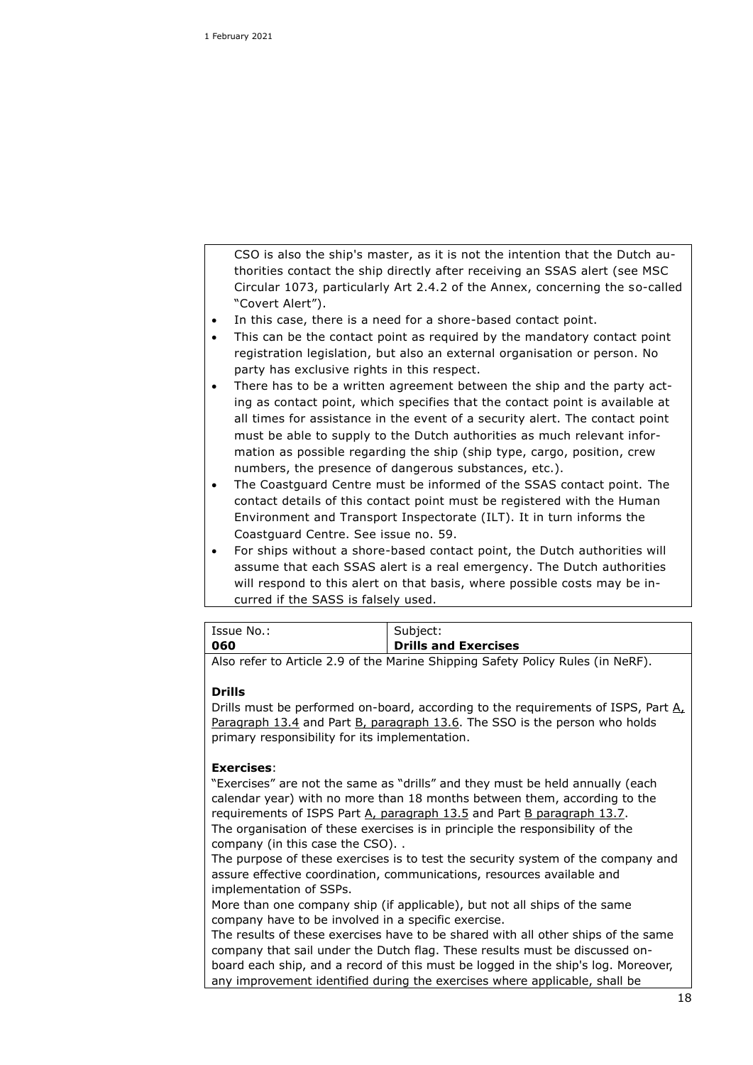CSO is also the ship's master, as it is not the intention that the Dutch authorities contact the ship directly after receiving an SSAS alert (see MSC Circular 1073, particularly Art 2.4.2 of the Annex, concerning the so-called "Covert Alert").

- In this case, there is a need for a shore-based contact point.
- This can be the contact point as required by the mandatory contact point registration legislation, but also an external organisation or person. No party has exclusive rights in this respect.
- There has to be a written agreement between the ship and the party acting as contact point, which specifies that the contact point is available at all times for assistance in the event of a security alert. The contact point must be able to supply to the Dutch authorities as much relevant information as possible regarding the ship (ship type, cargo, position, crew numbers, the presence of dangerous substances, etc.).
- The Coastguard Centre must be informed of the SSAS contact point. The contact details of this contact point must be registered with the Human Environment and Transport Inspectorate (ILT). It in turn informs the Coastguard Centre. See issue no. 59.
- For ships without a shore-based contact point, the Dutch authorities will assume that each SSAS alert is a real emergency. The Dutch authorities will respond to this alert on that basis, where possible costs may be incurred if the SASS is falsely used.

| Issue No.: **060** | Subject: **Drills and Exercises** |
|---|---|

Also refer to Article 2.9 of the Marine Shipping Safety Policy Rules (in NeRF).

**Drills**

Drills must be performed on-board, according to the requirements of ISPS, Part A, Paragraph 13.4 and Part B, paragraph 13.6. The SSO is the person who holds primary responsibility for its implementation.

**Exercises**:

"Exercises" are not the same as "drills" and they must be held annually (each calendar year) with no more than 18 months between them, according to the requirements of ISPS Part A, paragraph 13.5 and Part B paragraph 13.7.
The organisation of these exercises is in principle the responsibility of the company (in this case the CSO). .
The purpose of these exercises is to test the security system of the company and assure effective coordination, communications, resources available and implementation of SSPs.
More than one company ship (if applicable), but not all ships of the same company have to be involved in a specific exercise.
The results of these exercises have to be shared with all other ships of the same company that sail under the Dutch flag. These results must be discussed on-board each ship, and a record of this must be logged in the ship's log. Moreover, any improvement identified during the exercises where applicable, shall be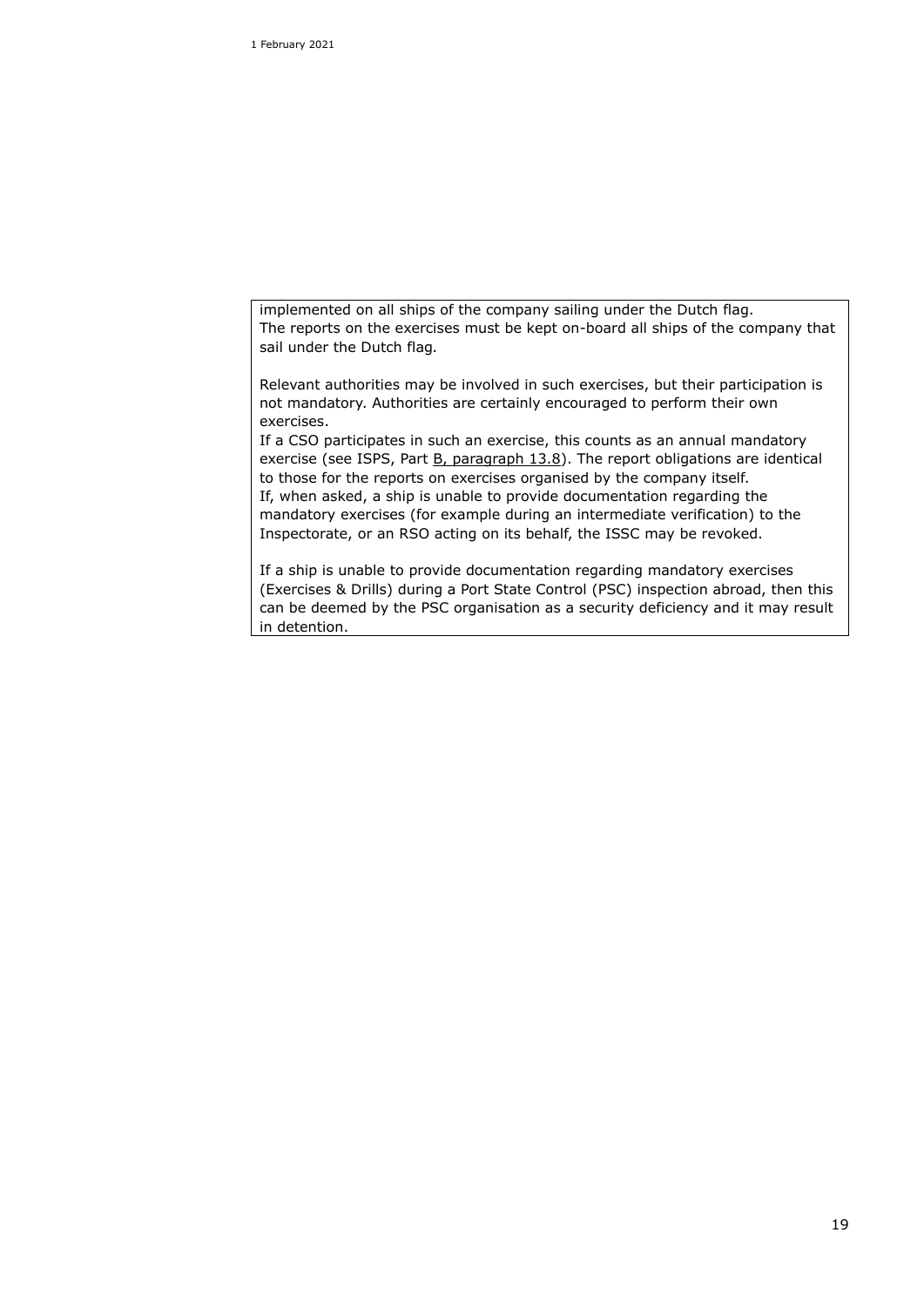implemented on all ships of the company sailing under the Dutch flag.
The reports on the exercises must be kept on-board all ships of the company that sail under the Dutch flag.

Relevant authorities may be involved in such exercises, but their participation is not mandatory. Authorities are certainly encouraged to perform their own exercises.
If a CSO participates in such an exercise, this counts as an annual mandatory exercise (see ISPS, Part B, paragraph 13.8). The report obligations are identical to those for the reports on exercises organised by the company itself.
If, when asked, a ship is unable to provide documentation regarding the mandatory exercises (for example during an intermediate verification) to the Inspectorate, or an RSO acting on its behalf, the ISSC may be revoked.

If a ship is unable to provide documentation regarding mandatory exercises (Exercises & Drills) during a Port State Control (PSC) inspection abroad, then this can be deemed by the PSC organisation as a security deficiency and it may result in detention.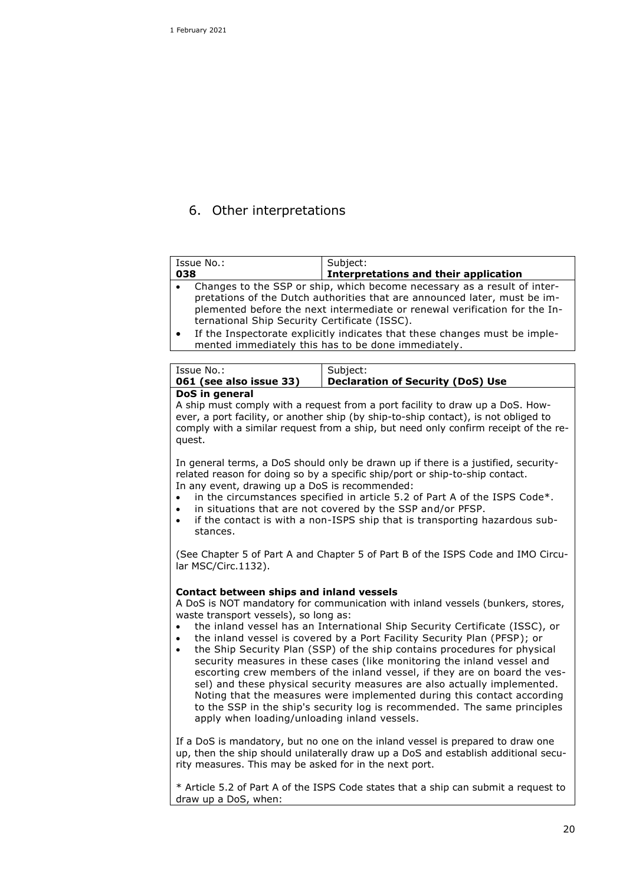# 6. Other interpretations

| Issue No.: **038** | Subject: **Interpretations and their application** |
|---|---|

- Changes to the SSP or ship, which become necessary as a result of interpretations of the Dutch authorities that are announced later, must be implemented before the next intermediate or renewal verification for the International Ship Security Certificate (ISSC).
- If the Inspectorate explicitly indicates that these changes must be implemented immediately this has to be done immediately.

| Issue No.: **061 (see also issue 33)** | Subject: **Declaration of Security (DoS) Use** |
|---|---|

**DoS in general**

A ship must comply with a request from a port facility to draw up a DoS. However, a port facility, or another ship (by ship-to-ship contact), is not obliged to comply with a similar request from a ship, but need only confirm receipt of the request.

In general terms, a DoS should only be drawn up if there is a justified, security-related reason for doing so by a specific ship/port or ship-to-ship contact.
In any event, drawing up a DoS is recommended:

- in the circumstances specified in article 5.2 of Part A of the ISPS Code*.
- in situations that are not covered by the SSP and/or PFSP.
- if the contact is with a non-ISPS ship that is transporting hazardous substances.

(See Chapter 5 of Part A and Chapter 5 of Part B of the ISPS Code and IMO Circular MSC/Circ.1132).

**Contact between ships and inland vessels**

A DoS is NOT mandatory for communication with inland vessels (bunkers, stores, waste transport vessels), so long as:

- the inland vessel has an International Ship Security Certificate (ISSC), or
- the inland vessel is covered by a Port Facility Security Plan (PFSP); or
- the Ship Security Plan (SSP) of the ship contains procedures for physical security measures in these cases (like monitoring the inland vessel and escorting crew members of the inland vessel, if they are on board the vessel) and these physical security measures are also actually implemented. Noting that the measures were implemented during this contact according to the SSP in the ship's security log is recommended. The same principles apply when loading/unloading inland vessels.

If a DoS is mandatory, but no one on the inland vessel is prepared to draw one up, then the ship should unilaterally draw up a DoS and establish additional security measures. This may be asked for in the next port.

* Article 5.2 of Part A of the ISPS Code states that a ship can submit a request to draw up a DoS, when: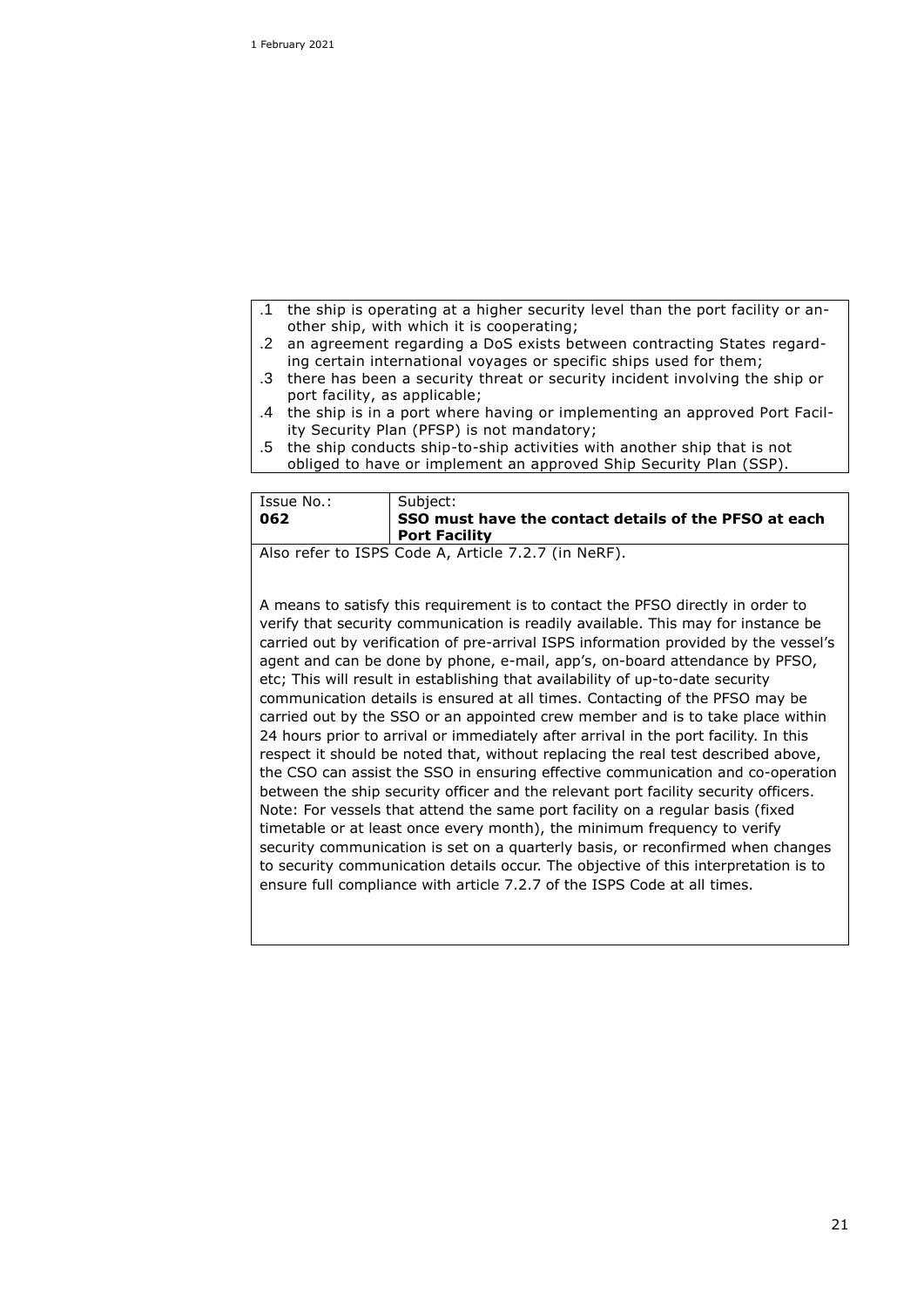.1 the ship is operating at a higher security level than the port facility or another ship, with which it is cooperating;
.2 an agreement regarding a DoS exists between contracting States regarding certain international voyages or specific ships used for them;
.3 there has been a security threat or security incident involving the ship or port facility, as applicable;
.4 the ship is in a port where having or implementing an approved Port Facility Security Plan (PFSP) is not mandatory;
.5 the ship conducts ship-to-ship activities with another ship that is not obliged to have or implement an approved Ship Security Plan (SSP).

| Issue No.: **062** | Subject: **SSO must have the contact details of the PFSO at each Port Facility** |
|---|---|

Also refer to ISPS Code A, Article 7.2.7 (in NeRF).

A means to satisfy this requirement is to contact the PFSO directly in order to verify that security communication is readily available. This may for instance be carried out by verification of pre-arrival ISPS information provided by the vessel's agent and can be done by phone, e-mail, app's, on-board attendance by PFSO, etc; This will result in establishing that availability of up-to-date security communication details is ensured at all times. Contacting of the PFSO may be carried out by the SSO or an appointed crew member and is to take place within 24 hours prior to arrival or immediately after arrival in the port facility. In this respect it should be noted that, without replacing the real test described above, the CSO can assist the SSO in ensuring effective communication and co-operation between the ship security officer and the relevant port facility security officers. Note: For vessels that attend the same port facility on a regular basis (fixed timetable or at least once every month), the minimum frequency to verify security communication is set on a quarterly basis, or reconfirmed when changes to security communication details occur. The objective of this interpretation is to ensure full compliance with article 7.2.7 of the ISPS Code at all times.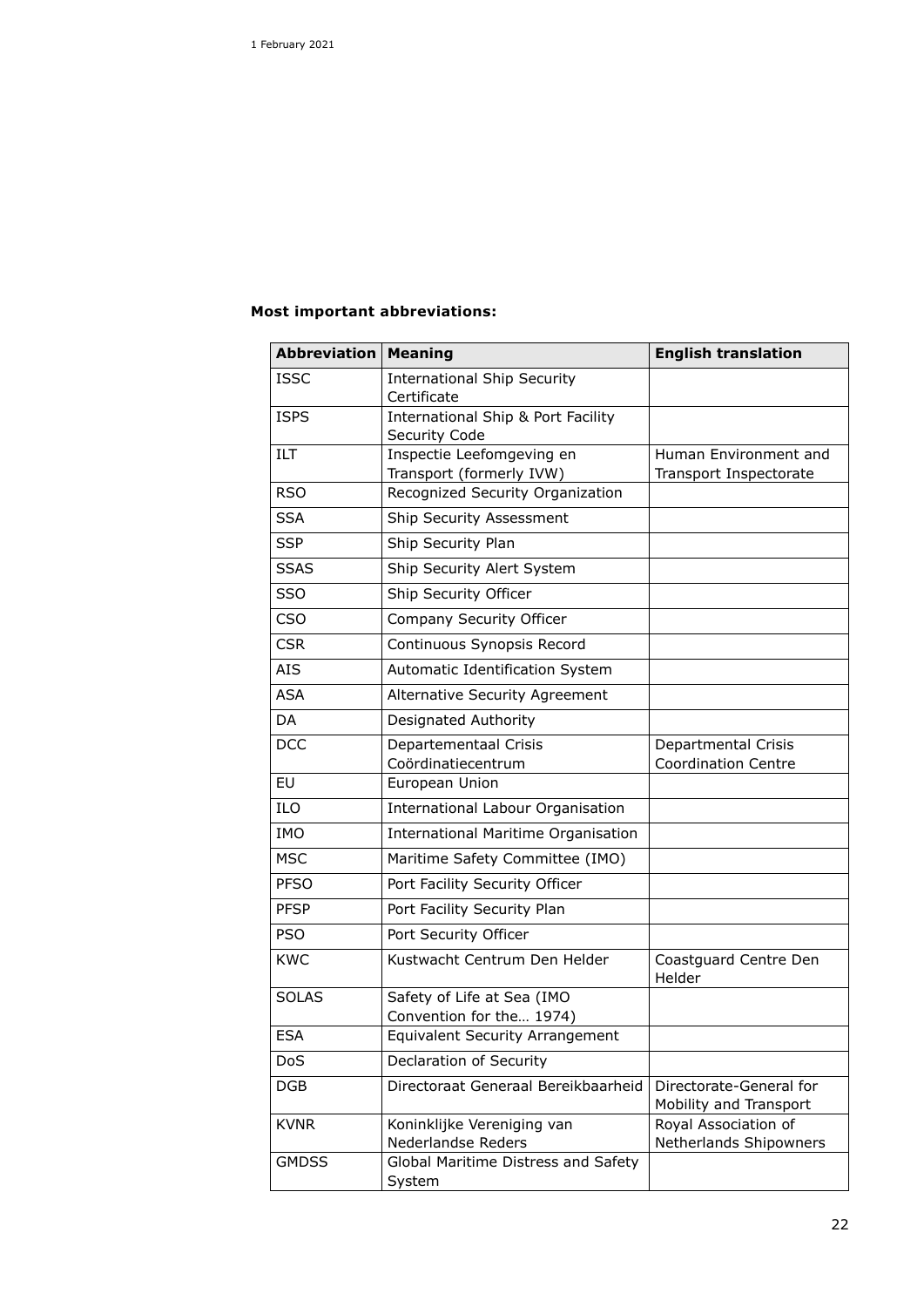**Most important abbreviations:**

| Abbreviation | Meaning | English translation |
|---|---|---|
| ISSC | International Ship Security Certificate | |
| ISPS | International Ship & Port Facility Security Code | |
| ILT | Inspectie Leefomgeving en Transport (formerly IVW) | Human Environment and Transport Inspectorate |
| RSO | Recognized Security Organization | |
| SSA | Ship Security Assessment | |
| SSP | Ship Security Plan | |
| SSAS | Ship Security Alert System | |
| SSO | Ship Security Officer | |
| CSO | Company Security Officer | |
| CSR | Continuous Synopsis Record | |
| AIS | Automatic Identification System | |
| ASA | Alternative Security Agreement | |
| DA | Designated Authority | |
| DCC | Departementaal Crisis Coördinatiecentrum | Departmental Crisis Coordination Centre |
| EU | European Union | |
| ILO | International Labour Organisation | |
| IMO | International Maritime Organisation | |
| MSC | Maritime Safety Committee (IMO) | |
| PFSO | Port Facility Security Officer | |
| PFSP | Port Facility Security Plan | |
| PSO | Port Security Officer | |
| KWC | Kustwacht Centrum Den Helder | Coastguard Centre Den Helder |
| SOLAS | Safety of Life at Sea (IMO Convention for the… 1974) | |
| ESA | Equivalent Security Arrangement | |
| DoS | Declaration of Security | |
| DGB | Directoraat Generaal Bereikbaarheid | Directorate-General for Mobility and Transport |
| KVNR | Koninklijke Vereniging van Nederlandse Reders | Royal Association of Netherlands Shipowners |
| GMDSS | Global Maritime Distress and Safety System | |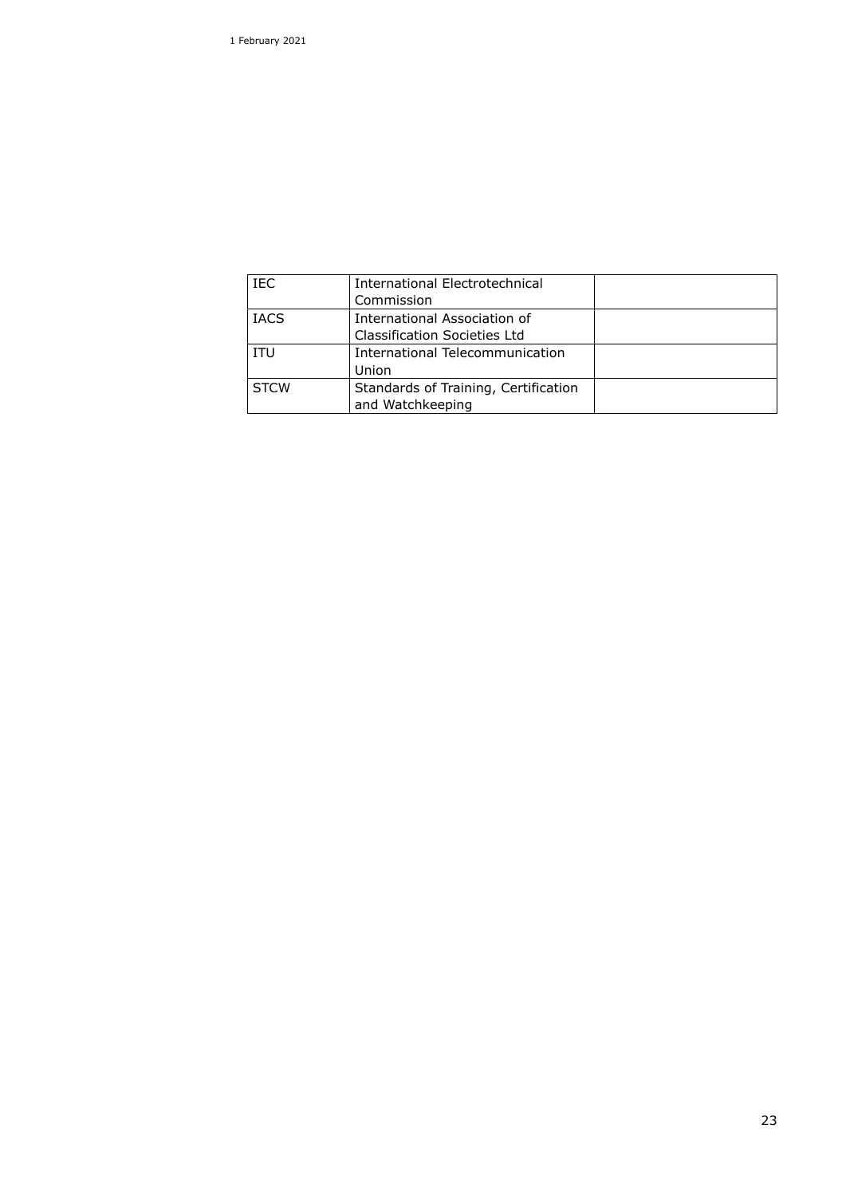| | | |
|---|---|---|
| IEC | International Electrotechnical Commission | |
| IACS | International Association of Classification Societies Ltd | |
| ITU | International Telecommunication Union | |
| STCW | Standards of Training, Certification and Watchkeeping | |